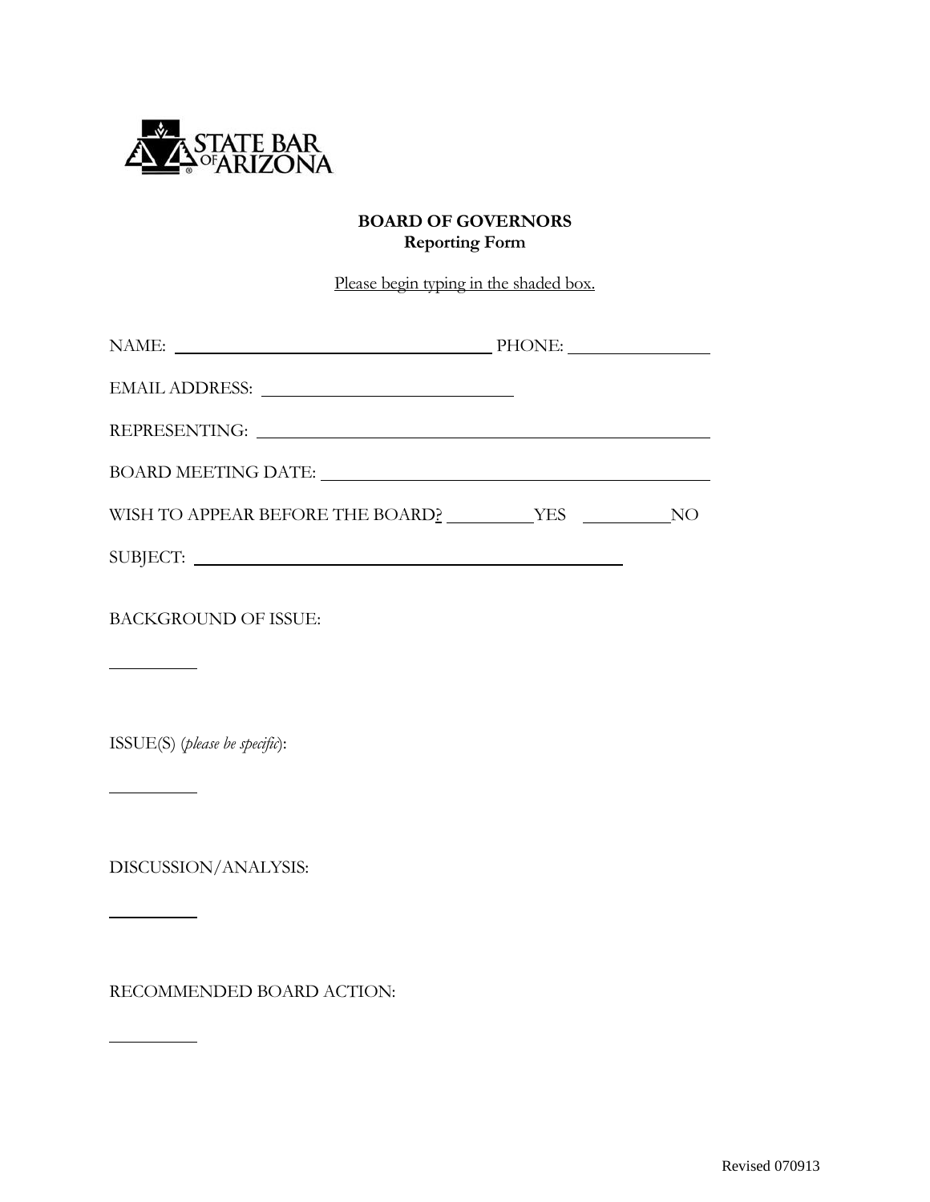STATE BAR OF ARIZONA

**BOARD OF GOVERNORS**
**Reporting Form**

Please begin typing in the shaded box.

NAME: ______________________________ PHONE: ______________

EMAIL ADDRESS: ______________________

REPRESENTING: ________________________________________

BOARD MEETING DATE: ____________________________________

WISH TO APPEAR BEFORE THE BOARD? ________YES ________NO

SUBJECT: ________________________________________

BACKGROUND OF ISSUE:

________

ISSUE(S) (*please be specific*):

________

DISCUSSION/ANALYSIS:

________

RECOMMENDED BOARD ACTION:

________

Revised 070913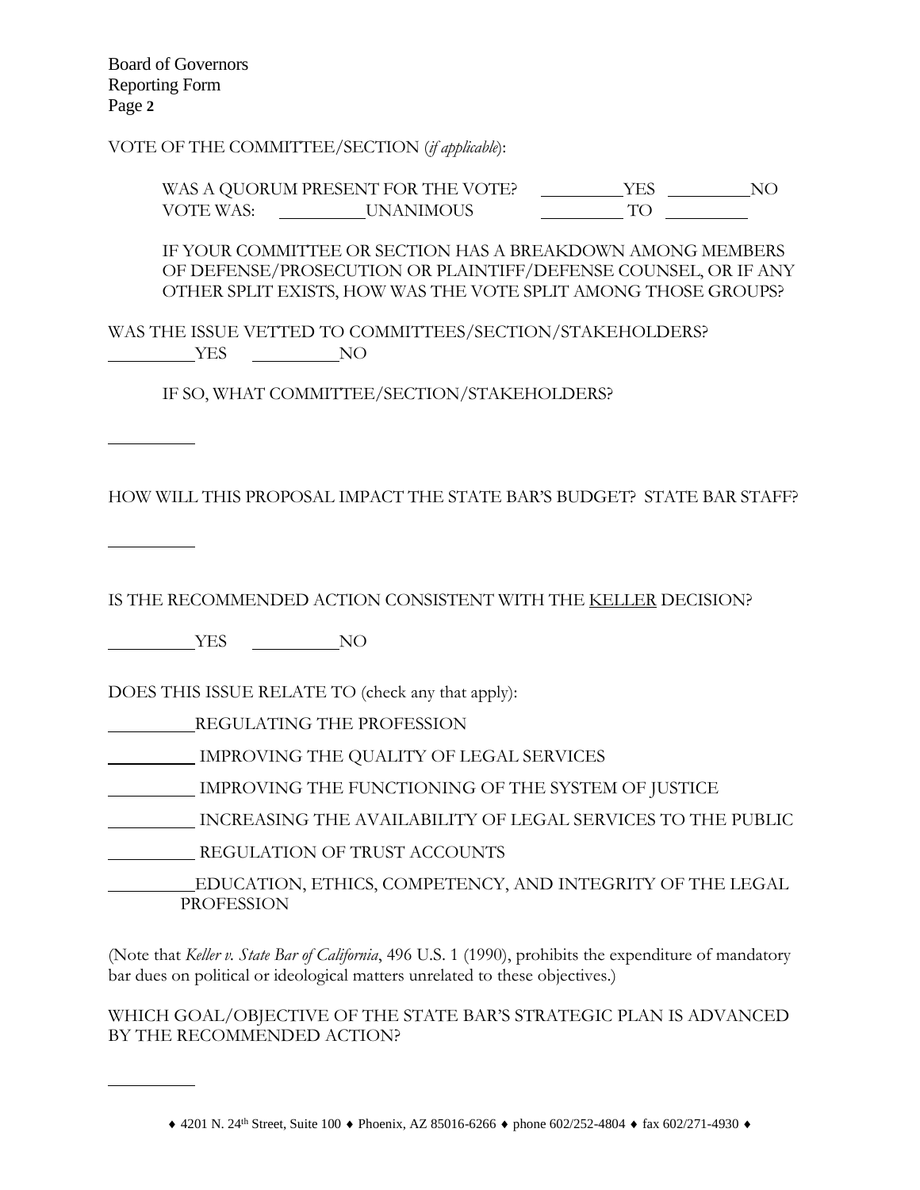VOTE OF THE COMMITTEE/SECTION (*if applicable*):

WAS A QUORUM PRESENT FOR THE VOTE? \_\_\_\_\_\_\_\_\_\_YES \_\_\_\_\_\_\_\_\_\_NO
VOTE WAS: \_\_\_\_\_\_\_\_\_\_UNANIMOUS \_\_\_\_\_\_\_\_\_\_ TO \_\_\_\_\_\_\_\_\_\_

IF YOUR COMMITTEE OR SECTION HAS A BREAKDOWN AMONG MEMBERS OF DEFENSE/PROSECUTION OR PLAINTIFF/DEFENSE COUNSEL, OR IF ANY OTHER SPLIT EXISTS, HOW WAS THE VOTE SPLIT AMONG THOSE GROUPS?

WAS THE ISSUE VETTED TO COMMITTEES/SECTION/STAKEHOLDERS?
\_\_\_\_\_\_\_\_\_\_YES \_\_\_\_\_\_\_\_\_\_NO

IF SO, WHAT COMMITTEE/SECTION/STAKEHOLDERS?

\_\_\_\_\_\_\_\_\_\_

HOW WILL THIS PROPOSAL IMPACT THE STATE BAR'S BUDGET? STATE BAR STAFF?

\_\_\_\_\_\_\_\_\_\_

IS THE RECOMMENDED ACTION CONSISTENT WITH THE KELLER DECISION?

\_\_\_\_\_\_\_\_\_\_YES \_\_\_\_\_\_\_\_\_\_NO

DOES THIS ISSUE RELATE TO (check any that apply):

\_\_\_\_\_\_\_\_\_\_REGULATING THE PROFESSION

\_\_\_\_\_\_\_\_\_\_ IMPROVING THE QUALITY OF LEGAL SERVICES

\_\_\_\_\_\_\_\_\_\_ IMPROVING THE FUNCTIONING OF THE SYSTEM OF JUSTICE

\_\_\_\_\_\_\_\_\_\_ INCREASING THE AVAILABILITY OF LEGAL SERVICES TO THE PUBLIC

\_\_\_\_\_\_\_\_\_\_ REGULATION OF TRUST ACCOUNTS

\_\_\_\_\_\_\_\_\_\_EDUCATION, ETHICS, COMPETENCY, AND INTEGRITY OF THE LEGAL PROFESSION

(Note that *Keller v. State Bar of California*, 496 U.S. 1 (1990), prohibits the expenditure of mandatory bar dues on political or ideological matters unrelated to these objectives.)

WHICH GOAL/OBJECTIVE OF THE STATE BAR'S STRATEGIC PLAN IS ADVANCED BY THE RECOMMENDED ACTION?

\_\_\_\_\_\_\_\_\_\_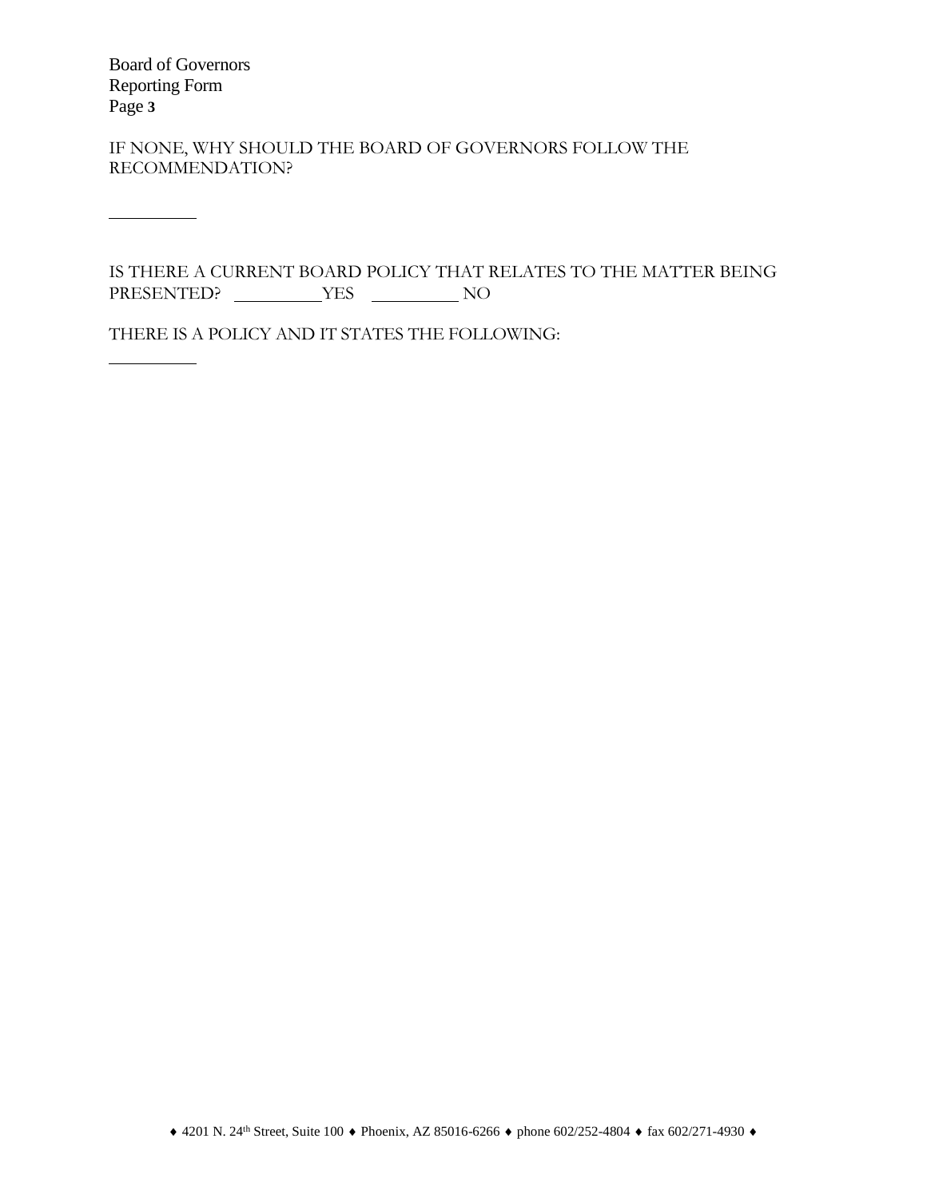IF NONE, WHY SHOULD THE BOARD OF GOVERNORS FOLLOW THE RECOMMENDATION?

__________

IS THERE A CURRENT BOARD POLICY THAT RELATES TO THE MATTER BEING PRESENTED? __________YES __________ NO

THERE IS A POLICY AND IT STATES THE FOLLOWING:

__________